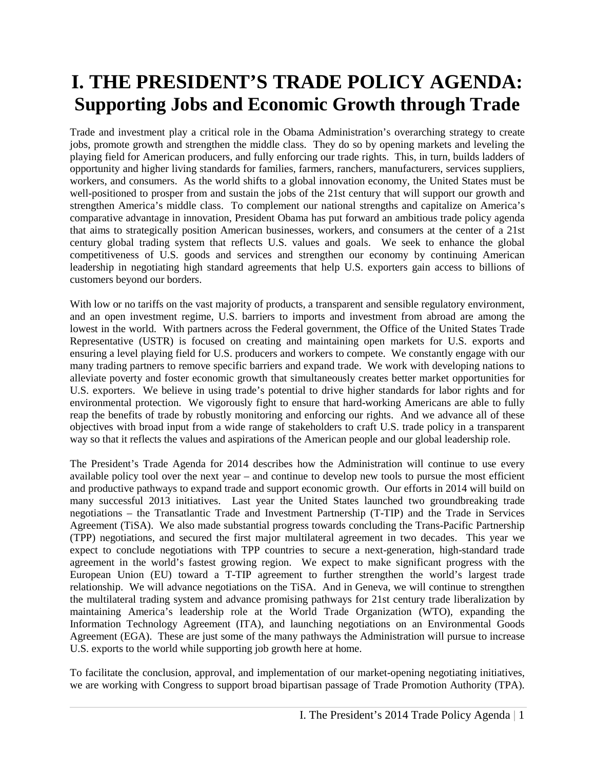# I. THE PRESIDENT'S TRADE POLICY AGENDA: Supporting Jobs and Economic Growth through Trade

Trade and investment play a critical role in the Obama Administration's overarching strategy to create jobs, promote growth and strengthen the middle class. They do so by opening markets and leveling the playing field for American producers, and fully enforcing our trade rights. This, in turn, builds ladders of opportunity and higher living standards for families, farmers, ranchers, manufacturers, services suppliers, workers, and consumers. As the world shifts to a global innovation economy, the United States must be well-positioned to prosper from and sustain the jobs of the 21st century that will support our growth and strengthen America's middle class. To complement our national strengths and capitalize on America's comparative advantage in innovation, President Obama has put forward an ambitious trade policy agenda that aims to strategically position American businesses, workers, and consumers at the center of a 21st century global trading system that reflects U.S. values and goals. We seek to enhance the global competitiveness of U.S. goods and services and strengthen our economy by continuing American leadership in negotiating high standard agreements that help U.S. exporters gain access to billions of customers beyond our borders.

With low or no tariffs on the vast majority of products, a transparent and sensible regulatory environment, and an open investment regime, U.S. barriers to imports and investment from abroad are among the lowest in the world. With partners across the Federal government, the Office of the United States Trade Representative (USTR) is focused on creating and maintaining open markets for U.S. exports and ensuring a level playing field for U.S. producers and workers to compete. We constantly engage with our many trading partners to remove specific barriers and expand trade. We work with developing nations to alleviate poverty and foster economic growth that simultaneously creates better market opportunities for U.S. exporters. We believe in using trade's potential to drive higher standards for labor rights and for environmental protection. We vigorously fight to ensure that hard-working Americans are able to fully reap the benefits of trade by robustly monitoring and enforcing our rights. And we advance all of these objectives with broad input from a wide range of stakeholders to craft U.S. trade policy in a transparent way so that it reflects the values and aspirations of the American people and our global leadership role.

The President's Trade Agenda for 2014 describes how the Administration will continue to use every available policy tool over the next year – and continue to develop new tools to pursue the most efficient and productive pathways to expand trade and support economic growth. Our efforts in 2014 will build on many successful 2013 initiatives. Last year the United States launched two groundbreaking trade negotiations – the Transatlantic Trade and Investment Partnership (T-TIP) and the Trade in Services Agreement (TiSA). We also made substantial progress towards concluding the Trans-Pacific Partnership (TPP) negotiations, and secured the first major multilateral agreement in two decades. This year we expect to conclude negotiations with TPP countries to secure a next-generation, high-standard trade agreement in the world's fastest growing region. We expect to make significant progress with the European Union (EU) toward a T-TIP agreement to further strengthen the world's largest trade relationship. We will advance negotiations on the TiSA. And in Geneva, we will continue to strengthen the multilateral trading system and advance promising pathways for 21st century trade liberalization by maintaining America's leadership role at the World Trade Organization (WTO), expanding the Information Technology Agreement (ITA), and launching negotiations on an Environmental Goods Agreement (EGA). These are just some of the many pathways the Administration will pursue to increase U.S. exports to the world while supporting job growth here at home.

To facilitate the conclusion, approval, and implementation of our market-opening negotiating initiatives, we are working with Congress to support broad bipartisan passage of Trade Promotion Authority (TPA).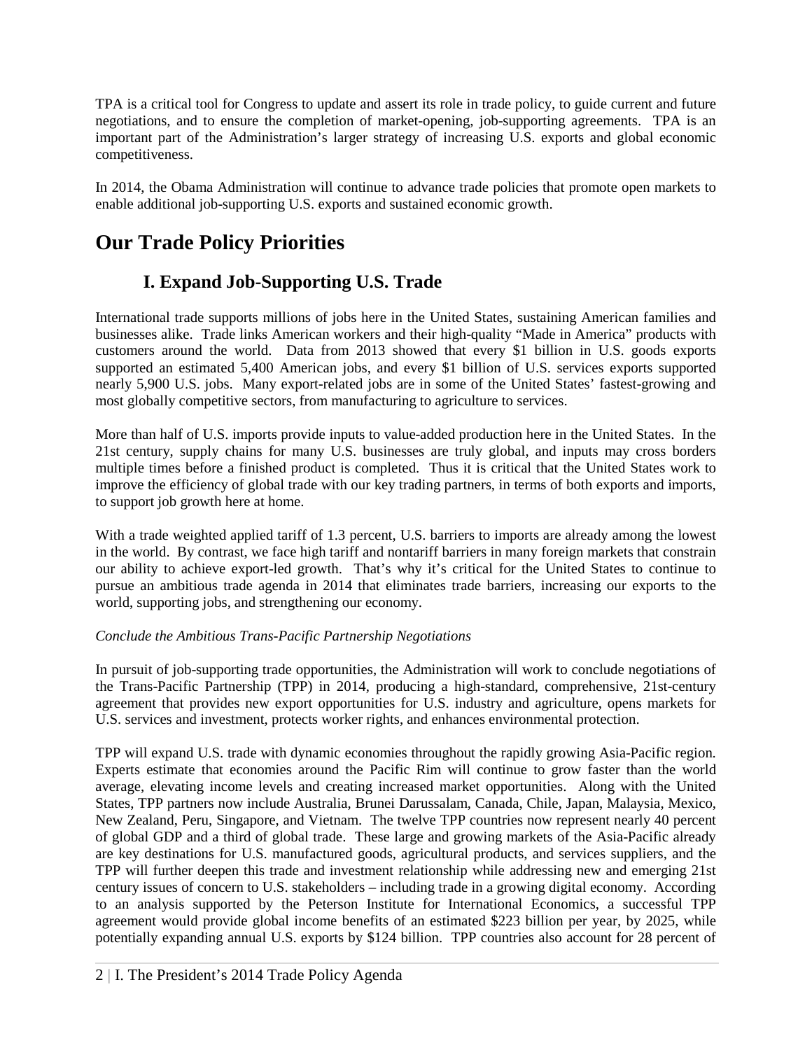TPA is a critical tool for Congress to update and assert its role in trade policy, to guide current and future negotiations, and to ensure the completion of market-opening, job-supporting agreements. TPA is an important part of the Administration's larger strategy of increasing U.S. exports and global economic competitiveness.

In 2014, the Obama Administration will continue to advance trade policies that promote open markets to enable additional job-supporting U.S. exports and sustained economic growth.

# Our Trade Policy Priorities

## I. Expand Job-Supporting U.S. Trade

International trade supports millions of jobs here in the United States, sustaining American families and businesses alike. Trade links American workers and their high-quality "Made in America" products with customers around the world. Data from 2013 showed that every $1 billion in U.S. goods exports supported an estimated 5,400 American jobs, and every $1 billion of U.S. services exports supported nearly 5,900 U.S. jobs. Many export-related jobs are in some of the United States' fastest-growing and most globally competitive sectors, from manufacturing to agriculture to services.

More than half of U.S. imports provide inputs to value-added production here in the United States. In the 21st century, supply chains for many U.S. businesses are truly global, and inputs may cross borders multiple times before a finished product is completed. Thus it is critical that the United States work to improve the efficiency of global trade with our key trading partners, in terms of both exports and imports, to support job growth here at home.

With a trade weighted applied tariff of 1.3 percent, U.S. barriers to imports are already among the lowest in the world. By contrast, we face high tariff and nontariff barriers in many foreign markets that constrain our ability to achieve export-led growth. That's why it's critical for the United States to continue to pursue an ambitious trade agenda in 2014 that eliminates trade barriers, increasing our exports to the world, supporting jobs, and strengthening our economy.

*Conclude the Ambitious Trans-Pacific Partnership Negotiations*

In pursuit of job-supporting trade opportunities, the Administration will work to conclude negotiations of the Trans-Pacific Partnership (TPP) in 2014, producing a high-standard, comprehensive, 21st-century agreement that provides new export opportunities for U.S. industry and agriculture, opens markets for U.S. services and investment, protects worker rights, and enhances environmental protection.

TPP will expand U.S. trade with dynamic economies throughout the rapidly growing Asia-Pacific region. Experts estimate that economies around the Pacific Rim will continue to grow faster than the world average, elevating income levels and creating increased market opportunities. Along with the United States, TPP partners now include Australia, Brunei Darussalam, Canada, Chile, Japan, Malaysia, Mexico, New Zealand, Peru, Singapore, and Vietnam. The twelve TPP countries now represent nearly 40 percent of global GDP and a third of global trade. These large and growing markets of the Asia-Pacific already are key destinations for U.S. manufactured goods, agricultural products, and services suppliers, and the TPP will further deepen this trade and investment relationship while addressing new and emerging 21st century issues of concern to U.S. stakeholders – including trade in a growing digital economy. According to an analysis supported by the Peterson Institute for International Economics, a successful TPP agreement would provide global income benefits of an estimated $223 billion per year, by 2025, while potentially expanding annual U.S. exports by $124 billion. TPP countries also account for 28 percent of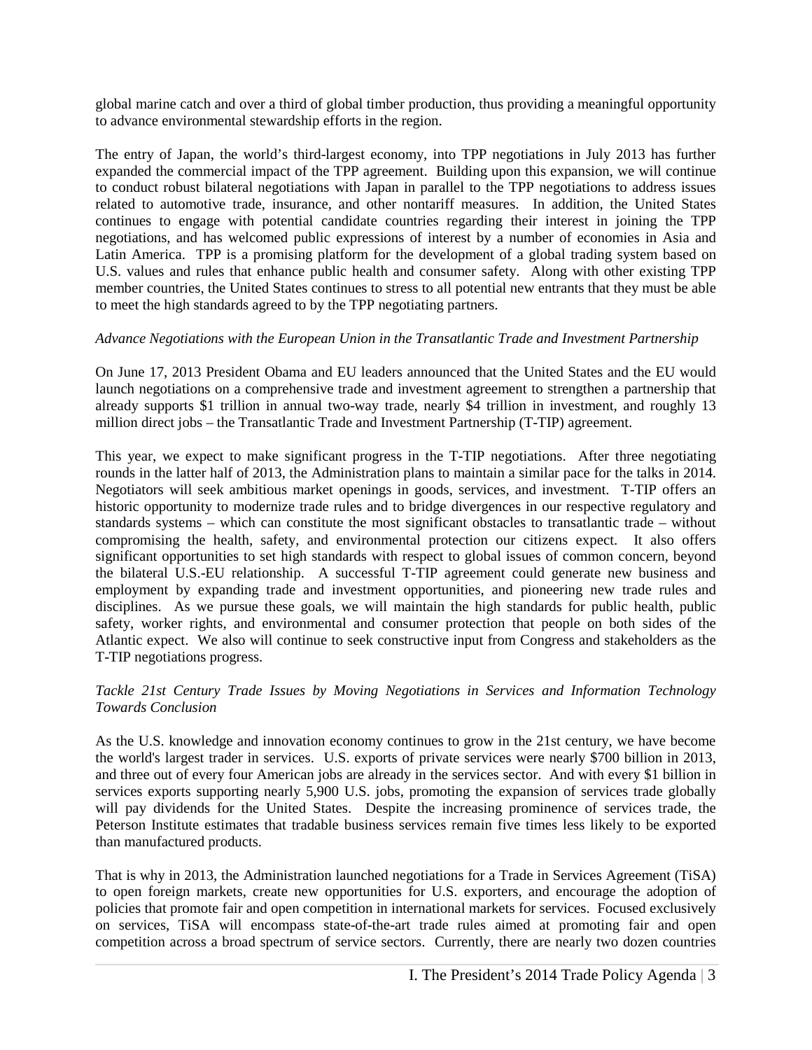global marine catch and over a third of global timber production, thus providing a meaningful opportunity to advance environmental stewardship efforts in the region.

The entry of Japan, the world's third-largest economy, into TPP negotiations in July 2013 has further expanded the commercial impact of the TPP agreement. Building upon this expansion, we will continue to conduct robust bilateral negotiations with Japan in parallel to the TPP negotiations to address issues related to automotive trade, insurance, and other nontariff measures. In addition, the United States continues to engage with potential candidate countries regarding their interest in joining the TPP negotiations, and has welcomed public expressions of interest by a number of economies in Asia and Latin America. TPP is a promising platform for the development of a global trading system based on U.S. values and rules that enhance public health and consumer safety. Along with other existing TPP member countries, the United States continues to stress to all potential new entrants that they must be able to meet the high standards agreed to by the TPP negotiating partners.

*Advance Negotiations with the European Union in the Transatlantic Trade and Investment Partnership*

On June 17, 2013 President Obama and EU leaders announced that the United States and the EU would launch negotiations on a comprehensive trade and investment agreement to strengthen a partnership that already supports $1 trillion in annual two-way trade, nearly $4 trillion in investment, and roughly 13 million direct jobs – the Transatlantic Trade and Investment Partnership (T-TIP) agreement.

This year, we expect to make significant progress in the T-TIP negotiations. After three negotiating rounds in the latter half of 2013, the Administration plans to maintain a similar pace for the talks in 2014. Negotiators will seek ambitious market openings in goods, services, and investment. T-TIP offers an historic opportunity to modernize trade rules and to bridge divergences in our respective regulatory and standards systems – which can constitute the most significant obstacles to transatlantic trade – without compromising the health, safety, and environmental protection our citizens expect. It also offers significant opportunities to set high standards with respect to global issues of common concern, beyond the bilateral U.S.-EU relationship. A successful T-TIP agreement could generate new business and employment by expanding trade and investment opportunities, and pioneering new trade rules and disciplines. As we pursue these goals, we will maintain the high standards for public health, public safety, worker rights, and environmental and consumer protection that people on both sides of the Atlantic expect. We also will continue to seek constructive input from Congress and stakeholders as the T-TIP negotiations progress.

*Tackle 21st Century Trade Issues by Moving Negotiations in Services and Information Technology Towards Conclusion*

As the U.S. knowledge and innovation economy continues to grow in the 21st century, we have become the world's largest trader in services. U.S. exports of private services were nearly $700 billion in 2013, and three out of every four American jobs are already in the services sector. And with every $1 billion in services exports supporting nearly 5,900 U.S. jobs, promoting the expansion of services trade globally will pay dividends for the United States. Despite the increasing prominence of services trade, the Peterson Institute estimates that tradable business services remain five times less likely to be exported than manufactured products.

That is why in 2013, the Administration launched negotiations for a Trade in Services Agreement (TiSA) to open foreign markets, create new opportunities for U.S. exporters, and encourage the adoption of policies that promote fair and open competition in international markets for services. Focused exclusively on services, TiSA will encompass state-of-the-art trade rules aimed at promoting fair and open competition across a broad spectrum of service sectors. Currently, there are nearly two dozen countries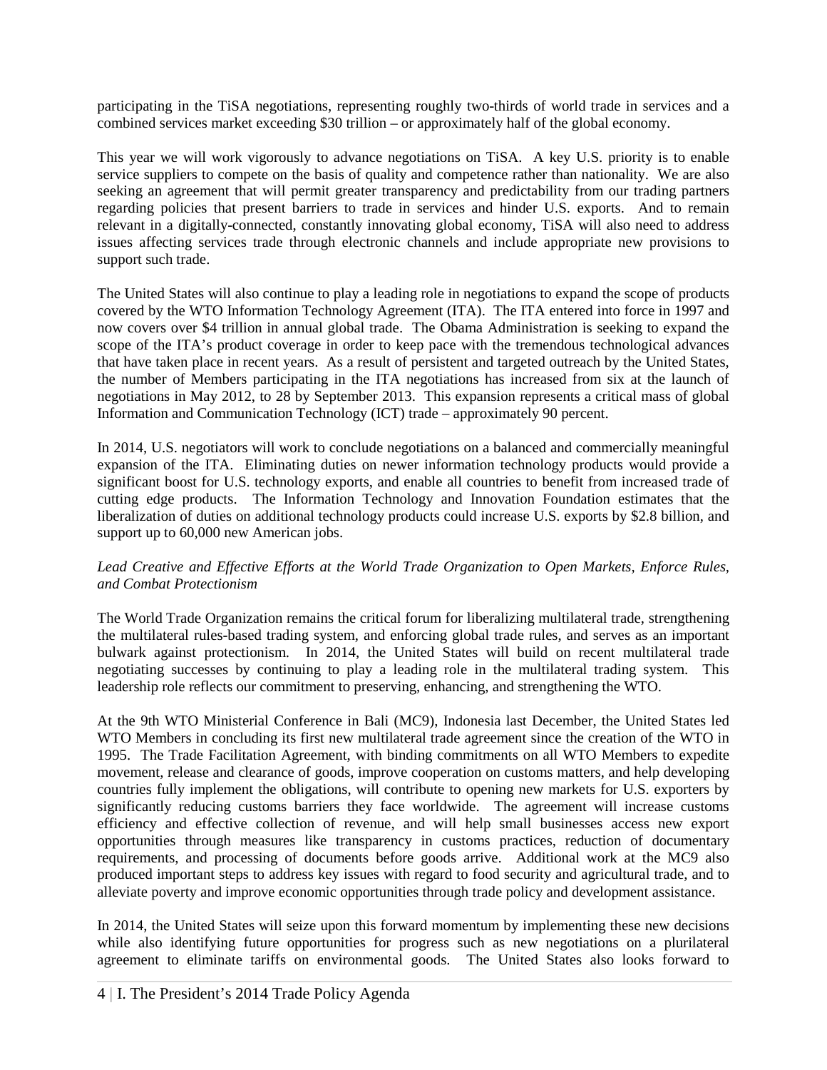participating in the TiSA negotiations, representing roughly two-thirds of world trade in services and a combined services market exceeding $30 trillion – or approximately half of the global economy.

This year we will work vigorously to advance negotiations on TiSA. A key U.S. priority is to enable service suppliers to compete on the basis of quality and competence rather than nationality. We are also seeking an agreement that will permit greater transparency and predictability from our trading partners regarding policies that present barriers to trade in services and hinder U.S. exports. And to remain relevant in a digitally-connected, constantly innovating global economy, TiSA will also need to address issues affecting services trade through electronic channels and include appropriate new provisions to support such trade.

The United States will also continue to play a leading role in negotiations to expand the scope of products covered by the WTO Information Technology Agreement (ITA). The ITA entered into force in 1997 and now covers over $4 trillion in annual global trade. The Obama Administration is seeking to expand the scope of the ITA's product coverage in order to keep pace with the tremendous technological advances that have taken place in recent years. As a result of persistent and targeted outreach by the United States, the number of Members participating in the ITA negotiations has increased from six at the launch of negotiations in May 2012, to 28 by September 2013. This expansion represents a critical mass of global Information and Communication Technology (ICT) trade – approximately 90 percent.

In 2014, U.S. negotiators will work to conclude negotiations on a balanced and commercially meaningful expansion of the ITA. Eliminating duties on newer information technology products would provide a significant boost for U.S. technology exports, and enable all countries to benefit from increased trade of cutting edge products. The Information Technology and Innovation Foundation estimates that the liberalization of duties on additional technology products could increase U.S. exports by $2.8 billion, and support up to 60,000 new American jobs.

*Lead Creative and Effective Efforts at the World Trade Organization to Open Markets, Enforce Rules, and Combat Protectionism*

The World Trade Organization remains the critical forum for liberalizing multilateral trade, strengthening the multilateral rules-based trading system, and enforcing global trade rules, and serves as an important bulwark against protectionism. In 2014, the United States will build on recent multilateral trade negotiating successes by continuing to play a leading role in the multilateral trading system. This leadership role reflects our commitment to preserving, enhancing, and strengthening the WTO.

At the 9th WTO Ministerial Conference in Bali (MC9), Indonesia last December, the United States led WTO Members in concluding its first new multilateral trade agreement since the creation of the WTO in 1995. The Trade Facilitation Agreement, with binding commitments on all WTO Members to expedite movement, release and clearance of goods, improve cooperation on customs matters, and help developing countries fully implement the obligations, will contribute to opening new markets for U.S. exporters by significantly reducing customs barriers they face worldwide. The agreement will increase customs efficiency and effective collection of revenue, and will help small businesses access new export opportunities through measures like transparency in customs practices, reduction of documentary requirements, and processing of documents before goods arrive. Additional work at the MC9 also produced important steps to address key issues with regard to food security and agricultural trade, and to alleviate poverty and improve economic opportunities through trade policy and development assistance.

In 2014, the United States will seize upon this forward momentum by implementing these new decisions while also identifying future opportunities for progress such as new negotiations on a plurilateral agreement to eliminate tariffs on environmental goods. The United States also looks forward to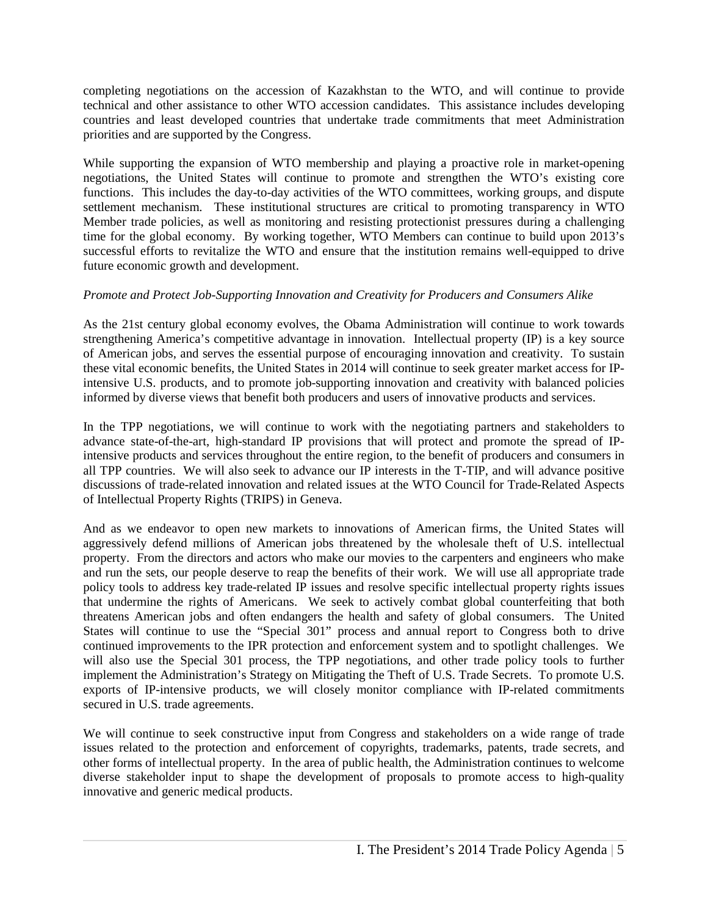completing negotiations on the accession of Kazakhstan to the WTO, and will continue to provide technical and other assistance to other WTO accession candidates. This assistance includes developing countries and least developed countries that undertake trade commitments that meet Administration priorities and are supported by the Congress.

While supporting the expansion of WTO membership and playing a proactive role in market-opening negotiations, the United States will continue to promote and strengthen the WTO's existing core functions. This includes the day-to-day activities of the WTO committees, working groups, and dispute settlement mechanism. These institutional structures are critical to promoting transparency in WTO Member trade policies, as well as monitoring and resisting protectionist pressures during a challenging time for the global economy. By working together, WTO Members can continue to build upon 2013's successful efforts to revitalize the WTO and ensure that the institution remains well-equipped to drive future economic growth and development.

*Promote and Protect Job-Supporting Innovation and Creativity for Producers and Consumers Alike*

As the 21st century global economy evolves, the Obama Administration will continue to work towards strengthening America's competitive advantage in innovation. Intellectual property (IP) is a key source of American jobs, and serves the essential purpose of encouraging innovation and creativity. To sustain these vital economic benefits, the United States in 2014 will continue to seek greater market access for IP-intensive U.S. products, and to promote job-supporting innovation and creativity with balanced policies informed by diverse views that benefit both producers and users of innovative products and services.

In the TPP negotiations, we will continue to work with the negotiating partners and stakeholders to advance state-of-the-art, high-standard IP provisions that will protect and promote the spread of IP-intensive products and services throughout the entire region, to the benefit of producers and consumers in all TPP countries. We will also seek to advance our IP interests in the T-TIP, and will advance positive discussions of trade-related innovation and related issues at the WTO Council for Trade-Related Aspects of Intellectual Property Rights (TRIPS) in Geneva.

And as we endeavor to open new markets to innovations of American firms, the United States will aggressively defend millions of American jobs threatened by the wholesale theft of U.S. intellectual property. From the directors and actors who make our movies to the carpenters and engineers who make and run the sets, our people deserve to reap the benefits of their work. We will use all appropriate trade policy tools to address key trade-related IP issues and resolve specific intellectual property rights issues that undermine the rights of Americans. We seek to actively combat global counterfeiting that both threatens American jobs and often endangers the health and safety of global consumers. The United States will continue to use the "Special 301" process and annual report to Congress both to drive continued improvements to the IPR protection and enforcement system and to spotlight challenges. We will also use the Special 301 process, the TPP negotiations, and other trade policy tools to further implement the Administration's Strategy on Mitigating the Theft of U.S. Trade Secrets. To promote U.S. exports of IP-intensive products, we will closely monitor compliance with IP-related commitments secured in U.S. trade agreements.

We will continue to seek constructive input from Congress and stakeholders on a wide range of trade issues related to the protection and enforcement of copyrights, trademarks, patents, trade secrets, and other forms of intellectual property. In the area of public health, the Administration continues to welcome diverse stakeholder input to shape the development of proposals to promote access to high-quality innovative and generic medical products.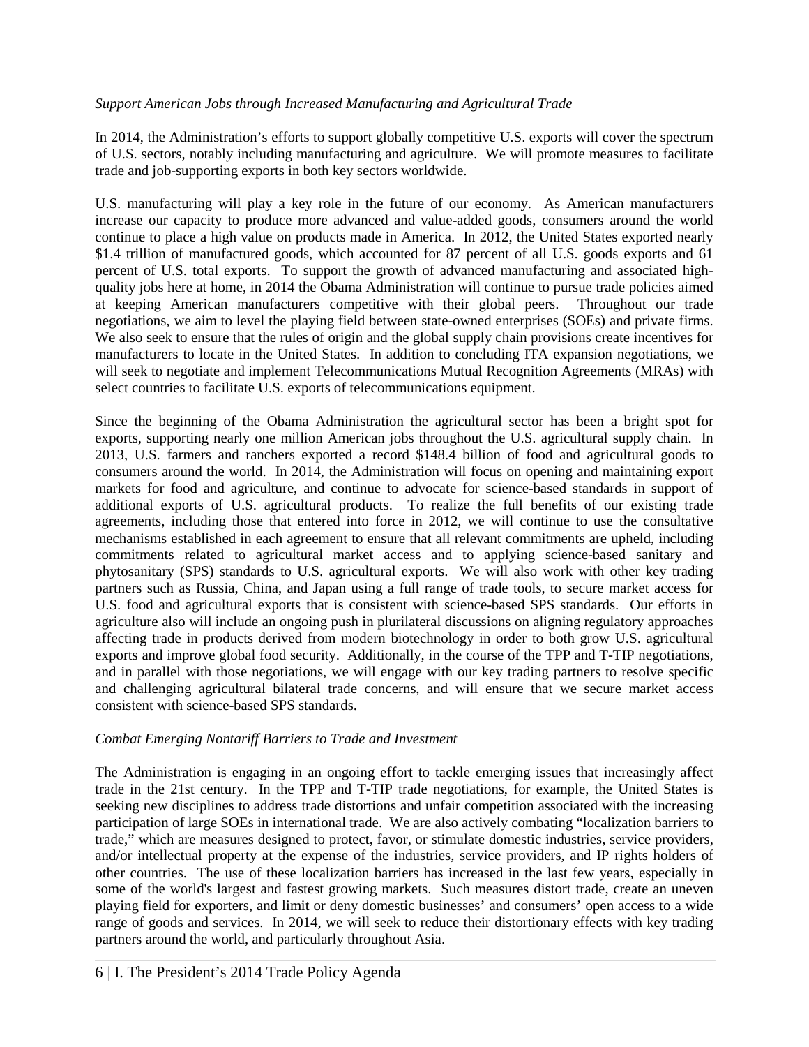*Support American Jobs through Increased Manufacturing and Agricultural Trade*

In 2014, the Administration's efforts to support globally competitive U.S. exports will cover the spectrum of U.S. sectors, notably including manufacturing and agriculture. We will promote measures to facilitate trade and job-supporting exports in both key sectors worldwide.

U.S. manufacturing will play a key role in the future of our economy. As American manufacturers increase our capacity to produce more advanced and value-added goods, consumers around the world continue to place a high value on products made in America. In 2012, the United States exported nearly \$1.4 trillion of manufactured goods, which accounted for 87 percent of all U.S. goods exports and 61 percent of U.S. total exports. To support the growth of advanced manufacturing and associated high-quality jobs here at home, in 2014 the Obama Administration will continue to pursue trade policies aimed at keeping American manufacturers competitive with their global peers. Throughout our trade negotiations, we aim to level the playing field between state-owned enterprises (SOEs) and private firms. We also seek to ensure that the rules of origin and the global supply chain provisions create incentives for manufacturers to locate in the United States. In addition to concluding ITA expansion negotiations, we will seek to negotiate and implement Telecommunications Mutual Recognition Agreements (MRAs) with select countries to facilitate U.S. exports of telecommunications equipment.

Since the beginning of the Obama Administration the agricultural sector has been a bright spot for exports, supporting nearly one million American jobs throughout the U.S. agricultural supply chain. In 2013, U.S. farmers and ranchers exported a record \$148.4 billion of food and agricultural goods to consumers around the world. In 2014, the Administration will focus on opening and maintaining export markets for food and agriculture, and continue to advocate for science-based standards in support of additional exports of U.S. agricultural products. To realize the full benefits of our existing trade agreements, including those that entered into force in 2012, we will continue to use the consultative mechanisms established in each agreement to ensure that all relevant commitments are upheld, including commitments related to agricultural market access and to applying science-based sanitary and phytosanitary (SPS) standards to U.S. agricultural exports. We will also work with other key trading partners such as Russia, China, and Japan using a full range of trade tools, to secure market access for U.S. food and agricultural exports that is consistent with science-based SPS standards. Our efforts in agriculture also will include an ongoing push in plurilateral discussions on aligning regulatory approaches affecting trade in products derived from modern biotechnology in order to both grow U.S. agricultural exports and improve global food security. Additionally, in the course of the TPP and T-TIP negotiations, and in parallel with those negotiations, we will engage with our key trading partners to resolve specific and challenging agricultural bilateral trade concerns, and will ensure that we secure market access consistent with science-based SPS standards.

*Combat Emerging Nontariff Barriers to Trade and Investment*

The Administration is engaging in an ongoing effort to tackle emerging issues that increasingly affect trade in the 21st century. In the TPP and T-TIP trade negotiations, for example, the United States is seeking new disciplines to address trade distortions and unfair competition associated with the increasing participation of large SOEs in international trade. We are also actively combating "localization barriers to trade," which are measures designed to protect, favor, or stimulate domestic industries, service providers, and/or intellectual property at the expense of the industries, service providers, and IP rights holders of other countries. The use of these localization barriers has increased in the last few years, especially in some of the world's largest and fastest growing markets. Such measures distort trade, create an uneven playing field for exporters, and limit or deny domestic businesses' and consumers' open access to a wide range of goods and services. In 2014, we will seek to reduce their distortionary effects with key trading partners around the world, and particularly throughout Asia.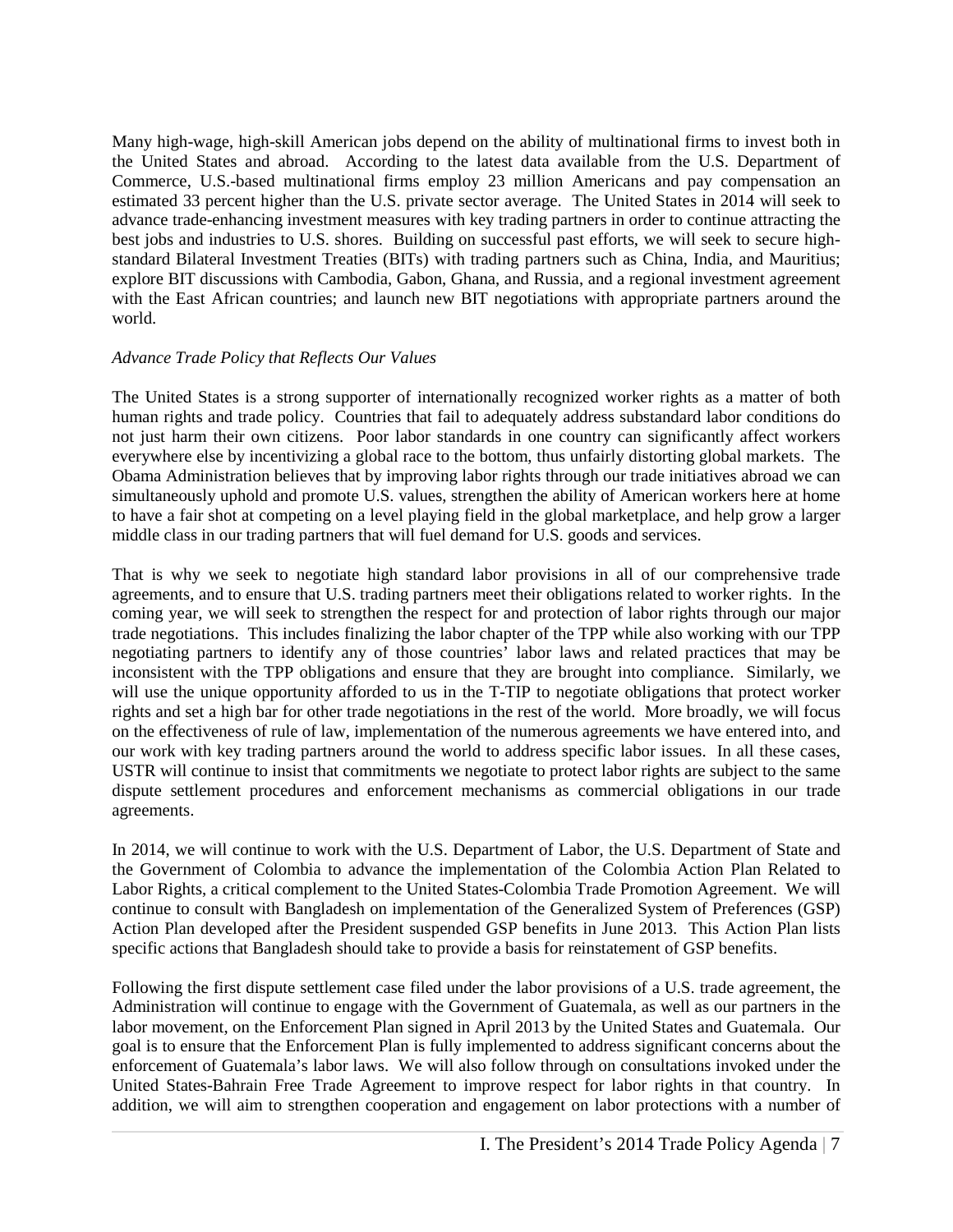Many high-wage, high-skill American jobs depend on the ability of multinational firms to invest both in the United States and abroad. According to the latest data available from the U.S. Department of Commerce, U.S.-based multinational firms employ 23 million Americans and pay compensation an estimated 33 percent higher than the U.S. private sector average. The United States in 2014 will seek to advance trade-enhancing investment measures with key trading partners in order to continue attracting the best jobs and industries to U.S. shores. Building on successful past efforts, we will seek to secure high-standard Bilateral Investment Treaties (BITs) with trading partners such as China, India, and Mauritius; explore BIT discussions with Cambodia, Gabon, Ghana, and Russia, and a regional investment agreement with the East African countries; and launch new BIT negotiations with appropriate partners around the world.

*Advance Trade Policy that Reflects Our Values*

The United States is a strong supporter of internationally recognized worker rights as a matter of both human rights and trade policy. Countries that fail to adequately address substandard labor conditions do not just harm their own citizens. Poor labor standards in one country can significantly affect workers everywhere else by incentivizing a global race to the bottom, thus unfairly distorting global markets. The Obama Administration believes that by improving labor rights through our trade initiatives abroad we can simultaneously uphold and promote U.S. values, strengthen the ability of American workers here at home to have a fair shot at competing on a level playing field in the global marketplace, and help grow a larger middle class in our trading partners that will fuel demand for U.S. goods and services.

That is why we seek to negotiate high standard labor provisions in all of our comprehensive trade agreements, and to ensure that U.S. trading partners meet their obligations related to worker rights. In the coming year, we will seek to strengthen the respect for and protection of labor rights through our major trade negotiations. This includes finalizing the labor chapter of the TPP while also working with our TPP negotiating partners to identify any of those countries' labor laws and related practices that may be inconsistent with the TPP obligations and ensure that they are brought into compliance. Similarly, we will use the unique opportunity afforded to us in the T-TIP to negotiate obligations that protect worker rights and set a high bar for other trade negotiations in the rest of the world. More broadly, we will focus on the effectiveness of rule of law, implementation of the numerous agreements we have entered into, and our work with key trading partners around the world to address specific labor issues. In all these cases, USTR will continue to insist that commitments we negotiate to protect labor rights are subject to the same dispute settlement procedures and enforcement mechanisms as commercial obligations in our trade agreements.

In 2014, we will continue to work with the U.S. Department of Labor, the U.S. Department of State and the Government of Colombia to advance the implementation of the Colombia Action Plan Related to Labor Rights, a critical complement to the United States-Colombia Trade Promotion Agreement. We will continue to consult with Bangladesh on implementation of the Generalized System of Preferences (GSP) Action Plan developed after the President suspended GSP benefits in June 2013. This Action Plan lists specific actions that Bangladesh should take to provide a basis for reinstatement of GSP benefits.

Following the first dispute settlement case filed under the labor provisions of a U.S. trade agreement, the Administration will continue to engage with the Government of Guatemala, as well as our partners in the labor movement, on the Enforcement Plan signed in April 2013 by the United States and Guatemala. Our goal is to ensure that the Enforcement Plan is fully implemented to address significant concerns about the enforcement of Guatemala's labor laws. We will also follow through on consultations invoked under the United States-Bahrain Free Trade Agreement to improve respect for labor rights in that country. In addition, we will aim to strengthen cooperation and engagement on labor protections with a number of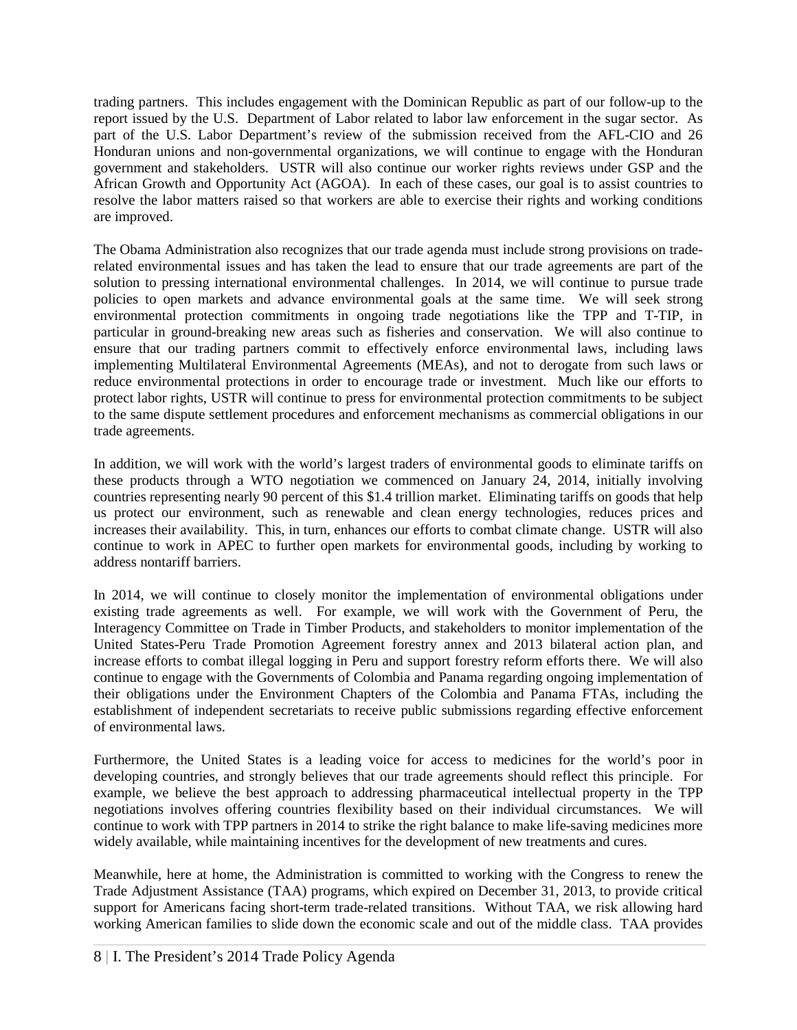trading partners. This includes engagement with the Dominican Republic as part of our follow-up to the report issued by the U.S. Department of Labor related to labor law enforcement in the sugar sector. As part of the U.S. Labor Department's review of the submission received from the AFL-CIO and 26 Honduran unions and non-governmental organizations, we will continue to engage with the Honduran government and stakeholders. USTR will also continue our worker rights reviews under GSP and the African Growth and Opportunity Act (AGOA). In each of these cases, our goal is to assist countries to resolve the labor matters raised so that workers are able to exercise their rights and working conditions are improved.

The Obama Administration also recognizes that our trade agenda must include strong provisions on trade-related environmental issues and has taken the lead to ensure that our trade agreements are part of the solution to pressing international environmental challenges. In 2014, we will continue to pursue trade policies to open markets and advance environmental goals at the same time. We will seek strong environmental protection commitments in ongoing trade negotiations like the TPP and T-TIP, in particular in ground-breaking new areas such as fisheries and conservation. We will also continue to ensure that our trading partners commit to effectively enforce environmental laws, including laws implementing Multilateral Environmental Agreements (MEAs), and not to derogate from such laws or reduce environmental protections in order to encourage trade or investment. Much like our efforts to protect labor rights, USTR will continue to press for environmental protection commitments to be subject to the same dispute settlement procedures and enforcement mechanisms as commercial obligations in our trade agreements.

In addition, we will work with the world's largest traders of environmental goods to eliminate tariffs on these products through a WTO negotiation we commenced on January 24, 2014, initially involving countries representing nearly 90 percent of this $1.4 trillion market. Eliminating tariffs on goods that help us protect our environment, such as renewable and clean energy technologies, reduces prices and increases their availability. This, in turn, enhances our efforts to combat climate change. USTR will also continue to work in APEC to further open markets for environmental goods, including by working to address nontariff barriers.

In 2014, we will continue to closely monitor the implementation of environmental obligations under existing trade agreements as well. For example, we will work with the Government of Peru, the Interagency Committee on Trade in Timber Products, and stakeholders to monitor implementation of the United States-Peru Trade Promotion Agreement forestry annex and 2013 bilateral action plan, and increase efforts to combat illegal logging in Peru and support forestry reform efforts there. We will also continue to engage with the Governments of Colombia and Panama regarding ongoing implementation of their obligations under the Environment Chapters of the Colombia and Panama FTAs, including the establishment of independent secretariats to receive public submissions regarding effective enforcement of environmental laws.

Furthermore, the United States is a leading voice for access to medicines for the world's poor in developing countries, and strongly believes that our trade agreements should reflect this principle. For example, we believe the best approach to addressing pharmaceutical intellectual property in the TPP negotiations involves offering countries flexibility based on their individual circumstances. We will continue to work with TPP partners in 2014 to strike the right balance to make life-saving medicines more widely available, while maintaining incentives for the development of new treatments and cures.

Meanwhile, here at home, the Administration is committed to working with the Congress to renew the Trade Adjustment Assistance (TAA) programs, which expired on December 31, 2013, to provide critical support for Americans facing short-term trade-related transitions. Without TAA, we risk allowing hard working American families to slide down the economic scale and out of the middle class. TAA provides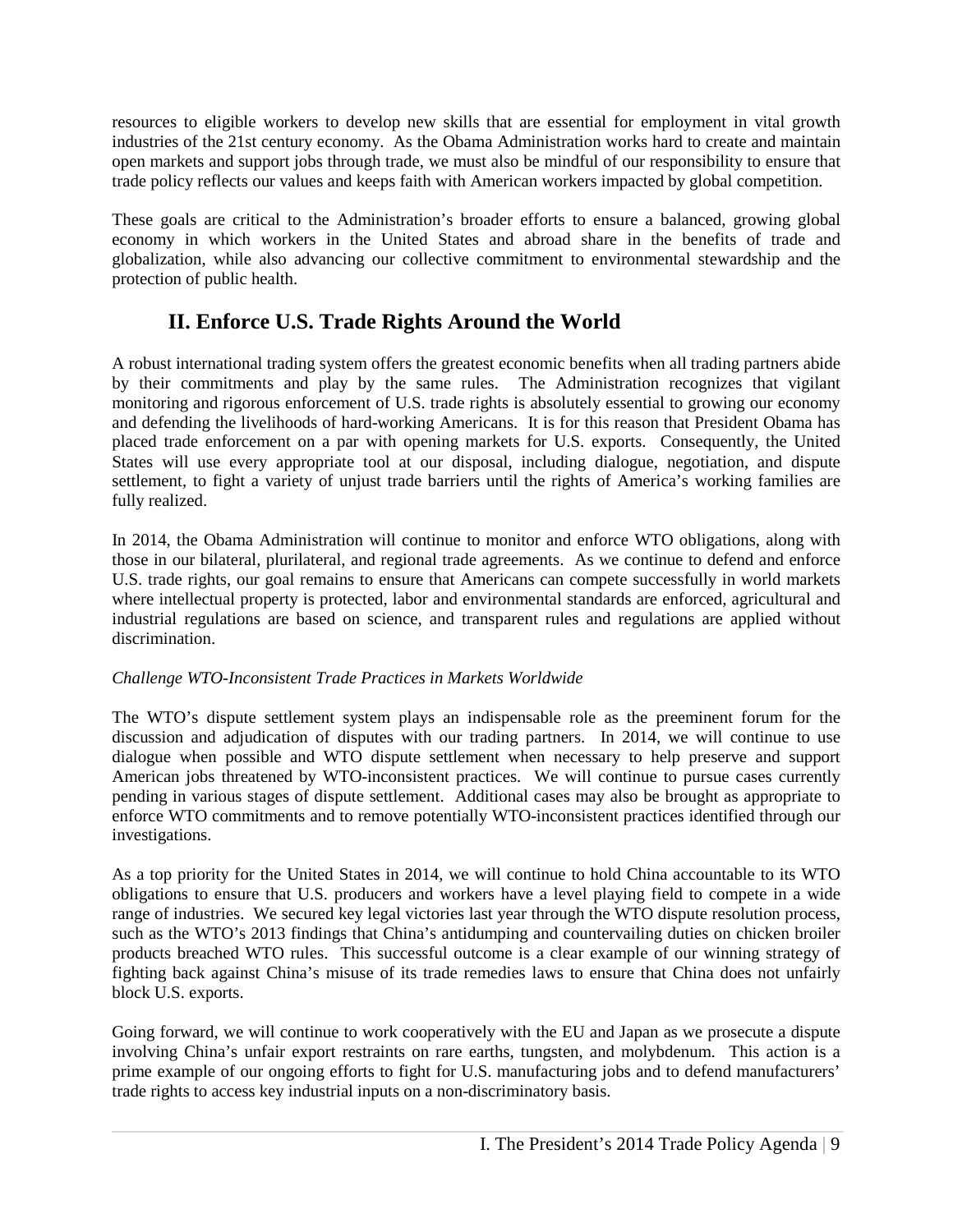resources to eligible workers to develop new skills that are essential for employment in vital growth industries of the 21st century economy. As the Obama Administration works hard to create and maintain open markets and support jobs through trade, we must also be mindful of our responsibility to ensure that trade policy reflects our values and keeps faith with American workers impacted by global competition.

These goals are critical to the Administration's broader efforts to ensure a balanced, growing global economy in which workers in the United States and abroad share in the benefits of trade and globalization, while also advancing our collective commitment to environmental stewardship and the protection of public health.

## II. Enforce U.S. Trade Rights Around the World

A robust international trading system offers the greatest economic benefits when all trading partners abide by their commitments and play by the same rules. The Administration recognizes that vigilant monitoring and rigorous enforcement of U.S. trade rights is absolutely essential to growing our economy and defending the livelihoods of hard-working Americans. It is for this reason that President Obama has placed trade enforcement on a par with opening markets for U.S. exports. Consequently, the United States will use every appropriate tool at our disposal, including dialogue, negotiation, and dispute settlement, to fight a variety of unjust trade barriers until the rights of America's working families are fully realized.

In 2014, the Obama Administration will continue to monitor and enforce WTO obligations, along with those in our bilateral, plurilateral, and regional trade agreements. As we continue to defend and enforce U.S. trade rights, our goal remains to ensure that Americans can compete successfully in world markets where intellectual property is protected, labor and environmental standards are enforced, agricultural and industrial regulations are based on science, and transparent rules and regulations are applied without discrimination.

*Challenge WTO-Inconsistent Trade Practices in Markets Worldwide*

The WTO's dispute settlement system plays an indispensable role as the preeminent forum for the discussion and adjudication of disputes with our trading partners. In 2014, we will continue to use dialogue when possible and WTO dispute settlement when necessary to help preserve and support American jobs threatened by WTO-inconsistent practices. We will continue to pursue cases currently pending in various stages of dispute settlement. Additional cases may also be brought as appropriate to enforce WTO commitments and to remove potentially WTO-inconsistent practices identified through our investigations.

As a top priority for the United States in 2014, we will continue to hold China accountable to its WTO obligations to ensure that U.S. producers and workers have a level playing field to compete in a wide range of industries. We secured key legal victories last year through the WTO dispute resolution process, such as the WTO's 2013 findings that China's antidumping and countervailing duties on chicken broiler products breached WTO rules. This successful outcome is a clear example of our winning strategy of fighting back against China's misuse of its trade remedies laws to ensure that China does not unfairly block U.S. exports.

Going forward, we will continue to work cooperatively with the EU and Japan as we prosecute a dispute involving China's unfair export restraints on rare earths, tungsten, and molybdenum. This action is a prime example of our ongoing efforts to fight for U.S. manufacturing jobs and to defend manufacturers' trade rights to access key industrial inputs on a non-discriminatory basis.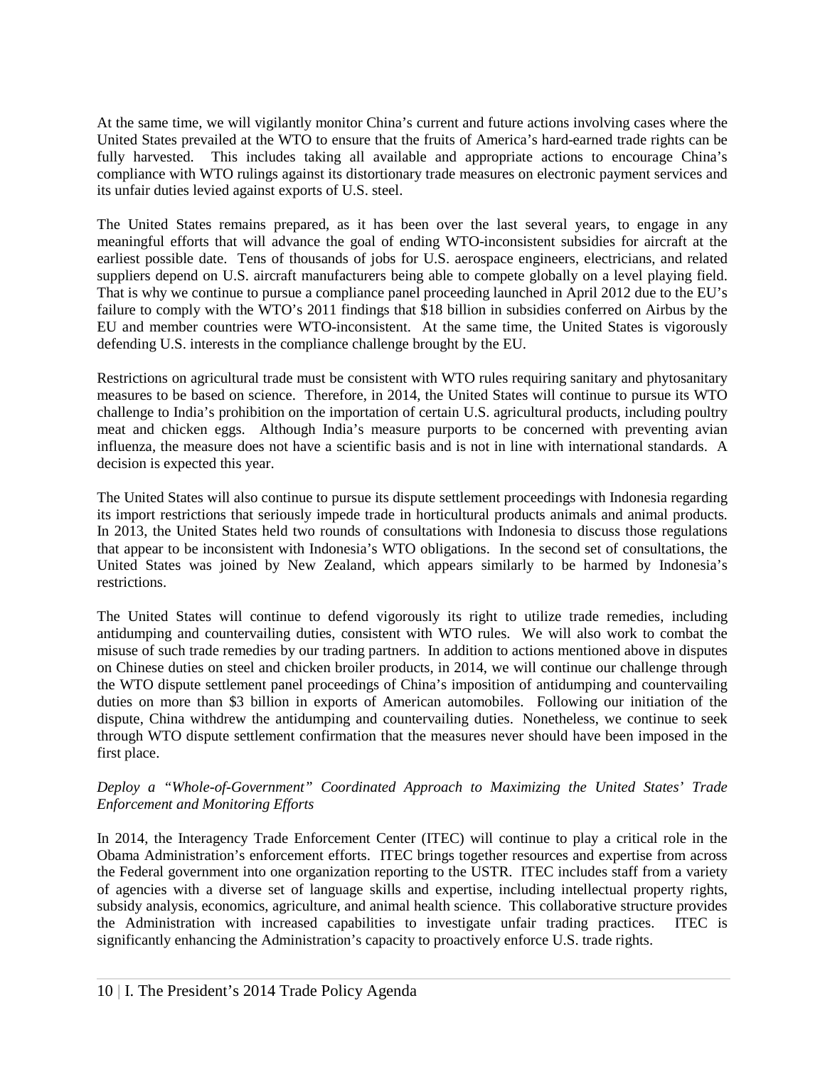At the same time, we will vigilantly monitor China's current and future actions involving cases where the United States prevailed at the WTO to ensure that the fruits of America's hard-earned trade rights can be fully harvested. This includes taking all available and appropriate actions to encourage China's compliance with WTO rulings against its distortionary trade measures on electronic payment services and its unfair duties levied against exports of U.S. steel.

The United States remains prepared, as it has been over the last several years, to engage in any meaningful efforts that will advance the goal of ending WTO-inconsistent subsidies for aircraft at the earliest possible date. Tens of thousands of jobs for U.S. aerospace engineers, electricians, and related suppliers depend on U.S. aircraft manufacturers being able to compete globally on a level playing field. That is why we continue to pursue a compliance panel proceeding launched in April 2012 due to the EU's failure to comply with the WTO's 2011 findings that $18 billion in subsidies conferred on Airbus by the EU and member countries were WTO-inconsistent. At the same time, the United States is vigorously defending U.S. interests in the compliance challenge brought by the EU.

Restrictions on agricultural trade must be consistent with WTO rules requiring sanitary and phytosanitary measures to be based on science. Therefore, in 2014, the United States will continue to pursue its WTO challenge to India's prohibition on the importation of certain U.S. agricultural products, including poultry meat and chicken eggs. Although India's measure purports to be concerned with preventing avian influenza, the measure does not have a scientific basis and is not in line with international standards. A decision is expected this year.

The United States will also continue to pursue its dispute settlement proceedings with Indonesia regarding its import restrictions that seriously impede trade in horticultural products animals and animal products. In 2013, the United States held two rounds of consultations with Indonesia to discuss those regulations that appear to be inconsistent with Indonesia's WTO obligations. In the second set of consultations, the United States was joined by New Zealand, which appears similarly to be harmed by Indonesia's restrictions.

The United States will continue to defend vigorously its right to utilize trade remedies, including antidumping and countervailing duties, consistent with WTO rules. We will also work to combat the misuse of such trade remedies by our trading partners. In addition to actions mentioned above in disputes on Chinese duties on steel and chicken broiler products, in 2014, we will continue our challenge through the WTO dispute settlement panel proceedings of China's imposition of antidumping and countervailing duties on more than $3 billion in exports of American automobiles. Following our initiation of the dispute, China withdrew the antidumping and countervailing duties. Nonetheless, we continue to seek through WTO dispute settlement confirmation that the measures never should have been imposed in the first place.

*Deploy a "Whole-of-Government" Coordinated Approach to Maximizing the United States' Trade Enforcement and Monitoring Efforts*

In 2014, the Interagency Trade Enforcement Center (ITEC) will continue to play a critical role in the Obama Administration's enforcement efforts. ITEC brings together resources and expertise from across the Federal government into one organization reporting to the USTR. ITEC includes staff from a variety of agencies with a diverse set of language skills and expertise, including intellectual property rights, subsidy analysis, economics, agriculture, and animal health science. This collaborative structure provides the Administration with increased capabilities to investigate unfair trading practices. ITEC is significantly enhancing the Administration's capacity to proactively enforce U.S. trade rights.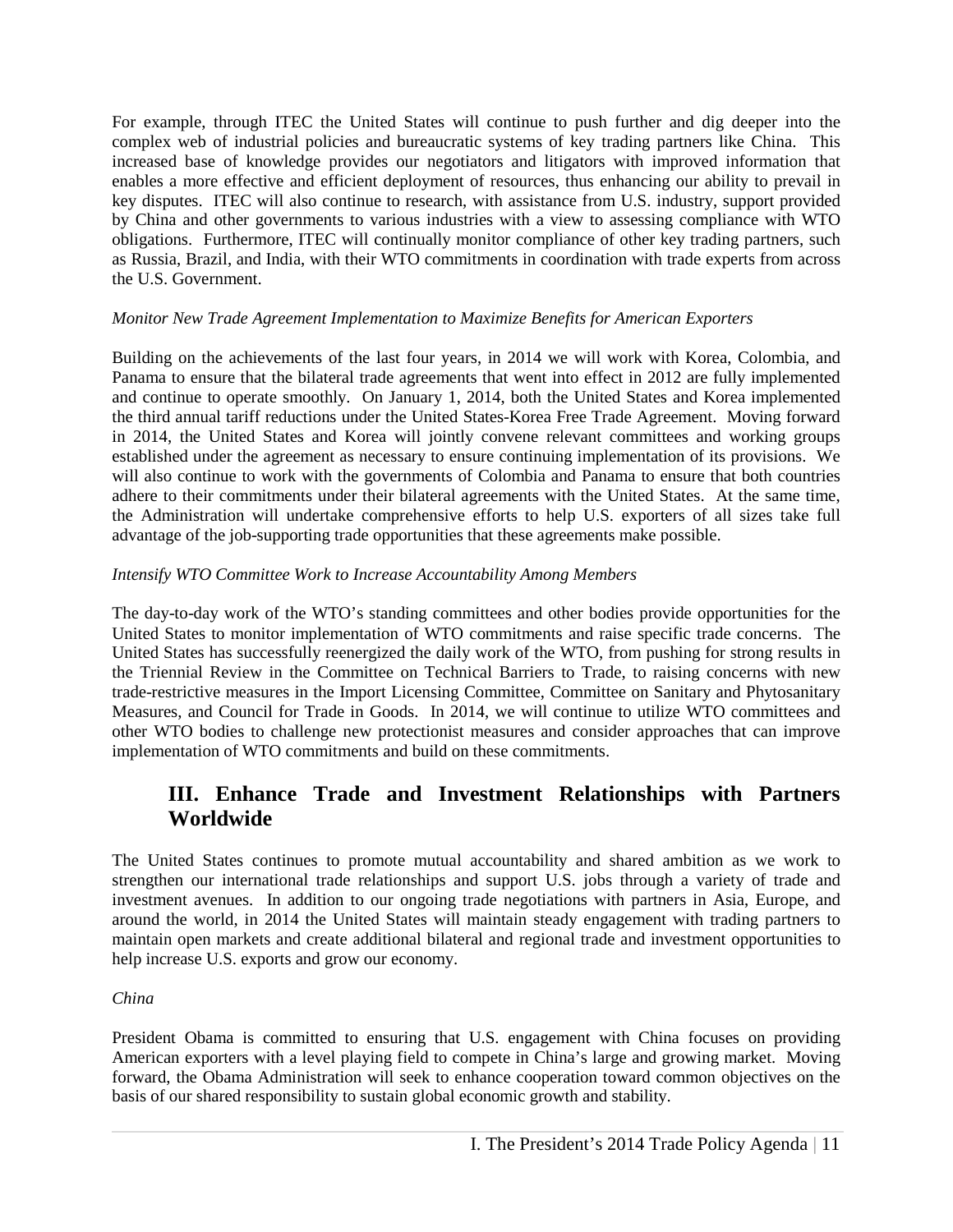For example, through ITEC the United States will continue to push further and dig deeper into the complex web of industrial policies and bureaucratic systems of key trading partners like China. This increased base of knowledge provides our negotiators and litigators with improved information that enables a more effective and efficient deployment of resources, thus enhancing our ability to prevail in key disputes. ITEC will also continue to research, with assistance from U.S. industry, support provided by China and other governments to various industries with a view to assessing compliance with WTO obligations. Furthermore, ITEC will continually monitor compliance of other key trading partners, such as Russia, Brazil, and India, with their WTO commitments in coordination with trade experts from across the U.S. Government.

*Monitor New Trade Agreement Implementation to Maximize Benefits for American Exporters*

Building on the achievements of the last four years, in 2014 we will work with Korea, Colombia, and Panama to ensure that the bilateral trade agreements that went into effect in 2012 are fully implemented and continue to operate smoothly. On January 1, 2014, both the United States and Korea implemented the third annual tariff reductions under the United States-Korea Free Trade Agreement. Moving forward in 2014, the United States and Korea will jointly convene relevant committees and working groups established under the agreement as necessary to ensure continuing implementation of its provisions. We will also continue to work with the governments of Colombia and Panama to ensure that both countries adhere to their commitments under their bilateral agreements with the United States. At the same time, the Administration will undertake comprehensive efforts to help U.S. exporters of all sizes take full advantage of the job-supporting trade opportunities that these agreements make possible.

*Intensify WTO Committee Work to Increase Accountability Among Members*

The day-to-day work of the WTO's standing committees and other bodies provide opportunities for the United States to monitor implementation of WTO commitments and raise specific trade concerns. The United States has successfully reenergized the daily work of the WTO, from pushing for strong results in the Triennial Review in the Committee on Technical Barriers to Trade, to raising concerns with new trade-restrictive measures in the Import Licensing Committee, Committee on Sanitary and Phytosanitary Measures, and Council for Trade in Goods. In 2014, we will continue to utilize WTO committees and other WTO bodies to challenge new protectionist measures and consider approaches that can improve implementation of WTO commitments and build on these commitments.

## III. Enhance Trade and Investment Relationships with Partners Worldwide

The United States continues to promote mutual accountability and shared ambition as we work to strengthen our international trade relationships and support U.S. jobs through a variety of trade and investment avenues. In addition to our ongoing trade negotiations with partners in Asia, Europe, and around the world, in 2014 the United States will maintain steady engagement with trading partners to maintain open markets and create additional bilateral and regional trade and investment opportunities to help increase U.S. exports and grow our economy.

*China*

President Obama is committed to ensuring that U.S. engagement with China focuses on providing American exporters with a level playing field to compete in China's large and growing market. Moving forward, the Obama Administration will seek to enhance cooperation toward common objectives on the basis of our shared responsibility to sustain global economic growth and stability.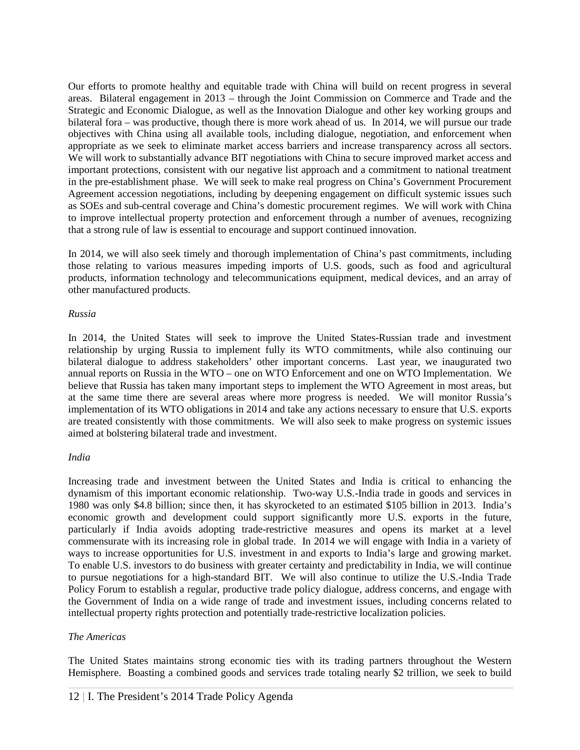Our efforts to promote healthy and equitable trade with China will build on recent progress in several areas. Bilateral engagement in 2013 – through the Joint Commission on Commerce and Trade and the Strategic and Economic Dialogue, as well as the Innovation Dialogue and other key working groups and bilateral fora – was productive, though there is more work ahead of us. In 2014, we will pursue our trade objectives with China using all available tools, including dialogue, negotiation, and enforcement when appropriate as we seek to eliminate market access barriers and increase transparency across all sectors. We will work to substantially advance BIT negotiations with China to secure improved market access and important protections, consistent with our negative list approach and a commitment to national treatment in the pre-establishment phase. We will seek to make real progress on China's Government Procurement Agreement accession negotiations, including by deepening engagement on difficult systemic issues such as SOEs and sub-central coverage and China's domestic procurement regimes. We will work with China to improve intellectual property protection and enforcement through a number of avenues, recognizing that a strong rule of law is essential to encourage and support continued innovation.

In 2014, we will also seek timely and thorough implementation of China's past commitments, including those relating to various measures impeding imports of U.S. goods, such as food and agricultural products, information technology and telecommunications equipment, medical devices, and an array of other manufactured products.

*Russia*

In 2014, the United States will seek to improve the United States-Russian trade and investment relationship by urging Russia to implement fully its WTO commitments, while also continuing our bilateral dialogue to address stakeholders' other important concerns. Last year, we inaugurated two annual reports on Russia in the WTO – one on WTO Enforcement and one on WTO Implementation. We believe that Russia has taken many important steps to implement the WTO Agreement in most areas, but at the same time there are several areas where more progress is needed. We will monitor Russia's implementation of its WTO obligations in 2014 and take any actions necessary to ensure that U.S. exports are treated consistently with those commitments. We will also seek to make progress on systemic issues aimed at bolstering bilateral trade and investment.

*India*

Increasing trade and investment between the United States and India is critical to enhancing the dynamism of this important economic relationship. Two-way U.S.-India trade in goods and services in 1980 was only $4.8 billion; since then, it has skyrocketed to an estimated $105 billion in 2013. India's economic growth and development could support significantly more U.S. exports in the future, particularly if India avoids adopting trade-restrictive measures and opens its market at a level commensurate with its increasing role in global trade. In 2014 we will engage with India in a variety of ways to increase opportunities for U.S. investment in and exports to India's large and growing market. To enable U.S. investors to do business with greater certainty and predictability in India, we will continue to pursue negotiations for a high-standard BIT. We will also continue to utilize the U.S.-India Trade Policy Forum to establish a regular, productive trade policy dialogue, address concerns, and engage with the Government of India on a wide range of trade and investment issues, including concerns related to intellectual property rights protection and potentially trade-restrictive localization policies.

*The Americas*

The United States maintains strong economic ties with its trading partners throughout the Western Hemisphere. Boasting a combined goods and services trade totaling nearly $2 trillion, we seek to build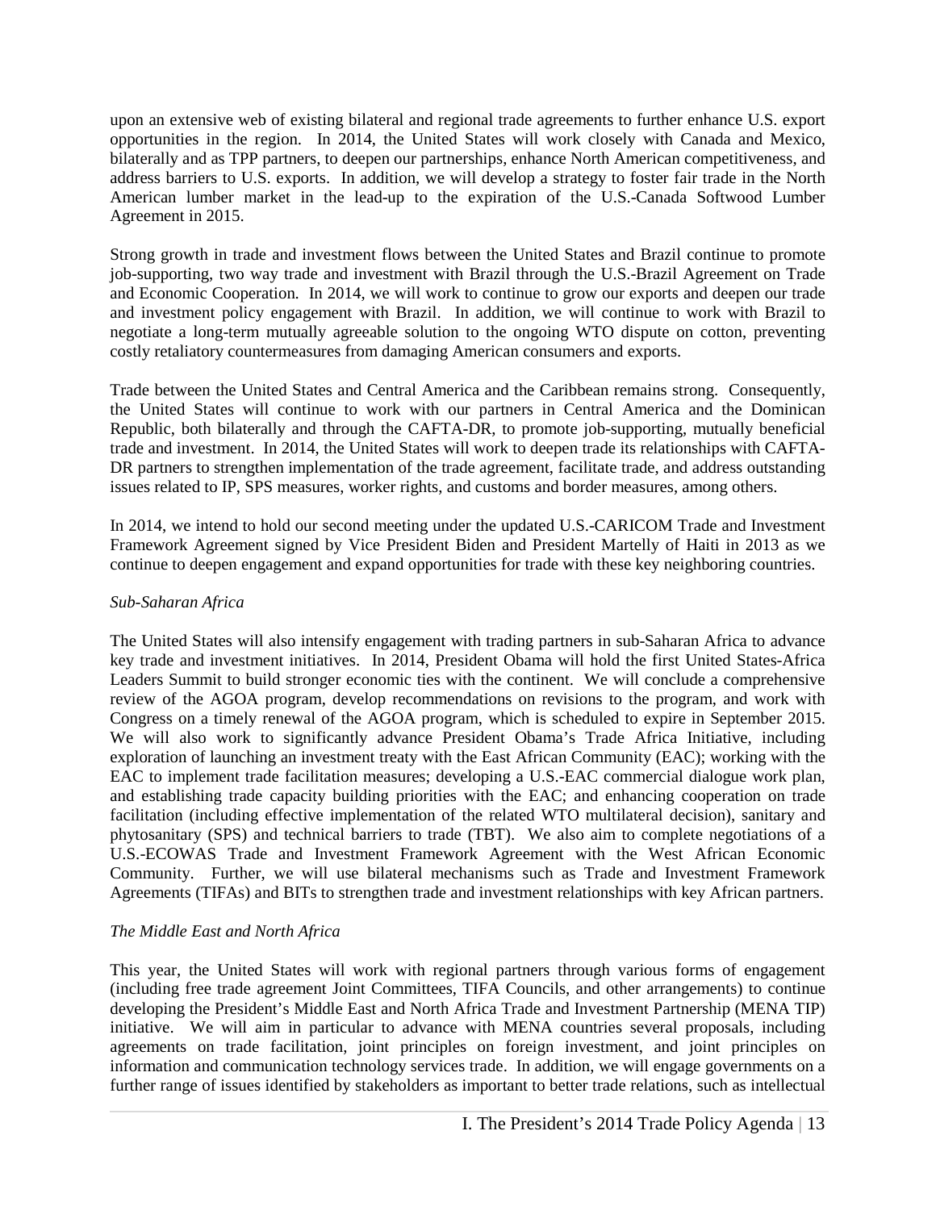upon an extensive web of existing bilateral and regional trade agreements to further enhance U.S. export opportunities in the region. In 2014, the United States will work closely with Canada and Mexico, bilaterally and as TPP partners, to deepen our partnerships, enhance North American competitiveness, and address barriers to U.S. exports. In addition, we will develop a strategy to foster fair trade in the North American lumber market in the lead-up to the expiration of the U.S.-Canada Softwood Lumber Agreement in 2015.

Strong growth in trade and investment flows between the United States and Brazil continue to promote job-supporting, two way trade and investment with Brazil through the U.S.-Brazil Agreement on Trade and Economic Cooperation. In 2014, we will work to continue to grow our exports and deepen our trade and investment policy engagement with Brazil. In addition, we will continue to work with Brazil to negotiate a long-term mutually agreeable solution to the ongoing WTO dispute on cotton, preventing costly retaliatory countermeasures from damaging American consumers and exports.

Trade between the United States and Central America and the Caribbean remains strong. Consequently, the United States will continue to work with our partners in Central America and the Dominican Republic, both bilaterally and through the CAFTA-DR, to promote job-supporting, mutually beneficial trade and investment. In 2014, the United States will work to deepen trade its relationships with CAFTA-DR partners to strengthen implementation of the trade agreement, facilitate trade, and address outstanding issues related to IP, SPS measures, worker rights, and customs and border measures, among others.

In 2014, we intend to hold our second meeting under the updated U.S.-CARICOM Trade and Investment Framework Agreement signed by Vice President Biden and President Martelly of Haiti in 2013 as we continue to deepen engagement and expand opportunities for trade with these key neighboring countries.

*Sub-Saharan Africa*

The United States will also intensify engagement with trading partners in sub-Saharan Africa to advance key trade and investment initiatives. In 2014, President Obama will hold the first United States-Africa Leaders Summit to build stronger economic ties with the continent. We will conclude a comprehensive review of the AGOA program, develop recommendations on revisions to the program, and work with Congress on a timely renewal of the AGOA program, which is scheduled to expire in September 2015. We will also work to significantly advance President Obama's Trade Africa Initiative, including exploration of launching an investment treaty with the East African Community (EAC); working with the EAC to implement trade facilitation measures; developing a U.S.-EAC commercial dialogue work plan, and establishing trade capacity building priorities with the EAC; and enhancing cooperation on trade facilitation (including effective implementation of the related WTO multilateral decision), sanitary and phytosanitary (SPS) and technical barriers to trade (TBT). We also aim to complete negotiations of a U.S.-ECOWAS Trade and Investment Framework Agreement with the West African Economic Community. Further, we will use bilateral mechanisms such as Trade and Investment Framework Agreements (TIFAs) and BITs to strengthen trade and investment relationships with key African partners.

*The Middle East and North Africa*

This year, the United States will work with regional partners through various forms of engagement (including free trade agreement Joint Committees, TIFA Councils, and other arrangements) to continue developing the President's Middle East and North Africa Trade and Investment Partnership (MENA TIP) initiative. We will aim in particular to advance with MENA countries several proposals, including agreements on trade facilitation, joint principles on foreign investment, and joint principles on information and communication technology services trade. In addition, we will engage governments on a further range of issues identified by stakeholders as important to better trade relations, such as intellectual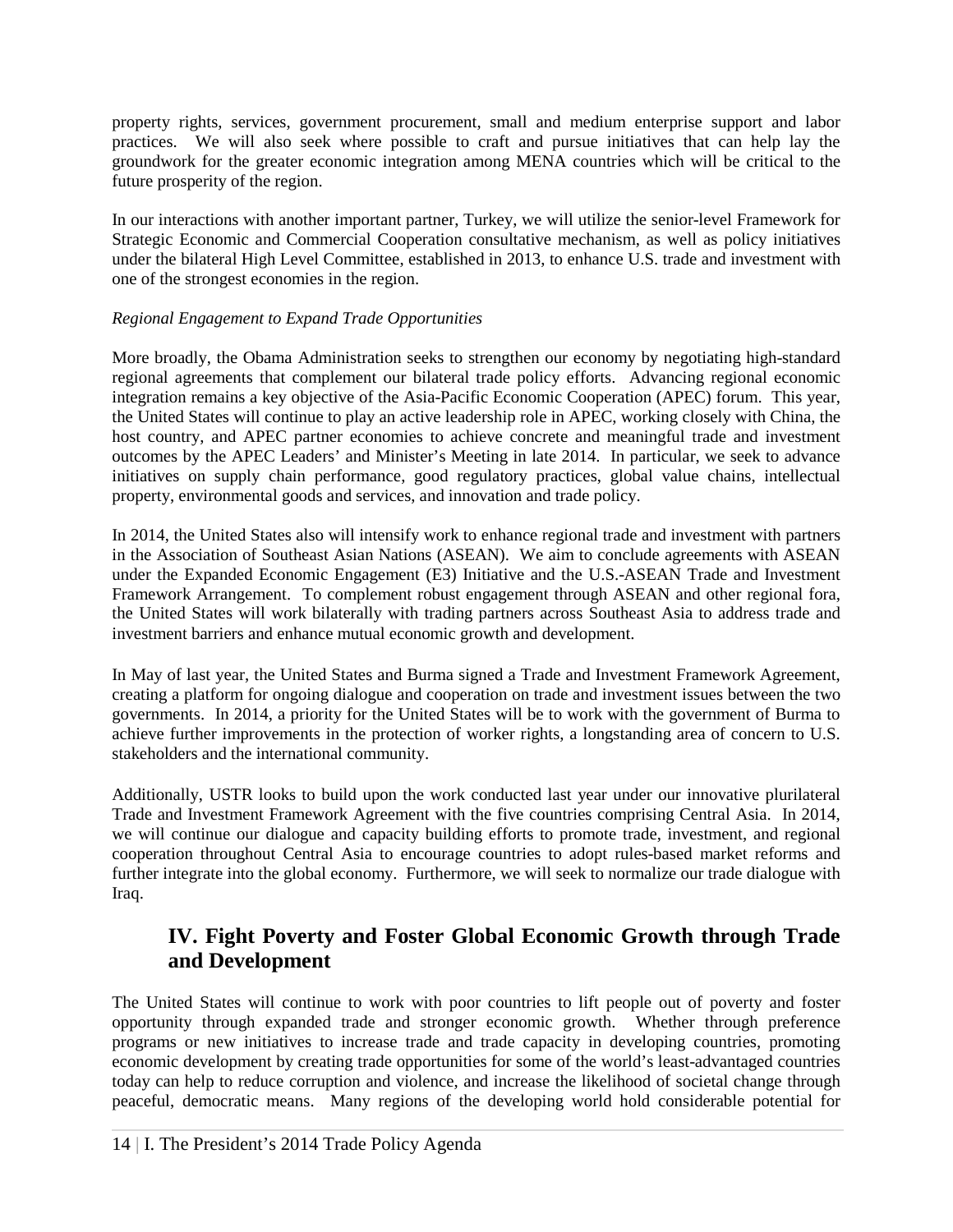property rights, services, government procurement, small and medium enterprise support and labor practices. We will also seek where possible to craft and pursue initiatives that can help lay the groundwork for the greater economic integration among MENA countries which will be critical to the future prosperity of the region.

In our interactions with another important partner, Turkey, we will utilize the senior-level Framework for Strategic Economic and Commercial Cooperation consultative mechanism, as well as policy initiatives under the bilateral High Level Committee, established in 2013, to enhance U.S. trade and investment with one of the strongest economies in the region.

*Regional Engagement to Expand Trade Opportunities*

More broadly, the Obama Administration seeks to strengthen our economy by negotiating high-standard regional agreements that complement our bilateral trade policy efforts. Advancing regional economic integration remains a key objective of the Asia-Pacific Economic Cooperation (APEC) forum. This year, the United States will continue to play an active leadership role in APEC, working closely with China, the host country, and APEC partner economies to achieve concrete and meaningful trade and investment outcomes by the APEC Leaders' and Minister's Meeting in late 2014. In particular, we seek to advance initiatives on supply chain performance, good regulatory practices, global value chains, intellectual property, environmental goods and services, and innovation and trade policy.

In 2014, the United States also will intensify work to enhance regional trade and investment with partners in the Association of Southeast Asian Nations (ASEAN). We aim to conclude agreements with ASEAN under the Expanded Economic Engagement (E3) Initiative and the U.S.-ASEAN Trade and Investment Framework Arrangement. To complement robust engagement through ASEAN and other regional fora, the United States will work bilaterally with trading partners across Southeast Asia to address trade and investment barriers and enhance mutual economic growth and development.

In May of last year, the United States and Burma signed a Trade and Investment Framework Agreement, creating a platform for ongoing dialogue and cooperation on trade and investment issues between the two governments. In 2014, a priority for the United States will be to work with the government of Burma to achieve further improvements in the protection of worker rights, a longstanding area of concern to U.S. stakeholders and the international community.

Additionally, USTR looks to build upon the work conducted last year under our innovative plurilateral Trade and Investment Framework Agreement with the five countries comprising Central Asia. In 2014, we will continue our dialogue and capacity building efforts to promote trade, investment, and regional cooperation throughout Central Asia to encourage countries to adopt rules-based market reforms and further integrate into the global economy. Furthermore, we will seek to normalize our trade dialogue with Iraq.

## IV. Fight Poverty and Foster Global Economic Growth through Trade and Development

The United States will continue to work with poor countries to lift people out of poverty and foster opportunity through expanded trade and stronger economic growth. Whether through preference programs or new initiatives to increase trade and trade capacity in developing countries, promoting economic development by creating trade opportunities for some of the world's least-advantaged countries today can help to reduce corruption and violence, and increase the likelihood of societal change through peaceful, democratic means. Many regions of the developing world hold considerable potential for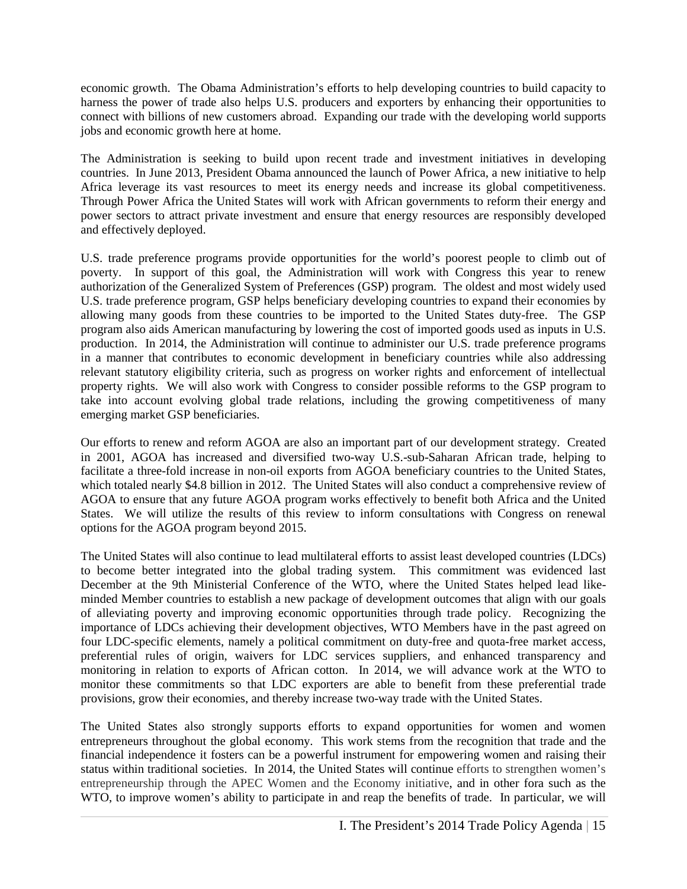economic growth. The Obama Administration's efforts to help developing countries to build capacity to harness the power of trade also helps U.S. producers and exporters by enhancing their opportunities to connect with billions of new customers abroad. Expanding our trade with the developing world supports jobs and economic growth here at home.

The Administration is seeking to build upon recent trade and investment initiatives in developing countries. In June 2013, President Obama announced the launch of Power Africa, a new initiative to help Africa leverage its vast resources to meet its energy needs and increase its global competitiveness. Through Power Africa the United States will work with African governments to reform their energy and power sectors to attract private investment and ensure that energy resources are responsibly developed and effectively deployed.

U.S. trade preference programs provide opportunities for the world's poorest people to climb out of poverty. In support of this goal, the Administration will work with Congress this year to renew authorization of the Generalized System of Preferences (GSP) program. The oldest and most widely used U.S. trade preference program, GSP helps beneficiary developing countries to expand their economies by allowing many goods from these countries to be imported to the United States duty-free. The GSP program also aids American manufacturing by lowering the cost of imported goods used as inputs in U.S. production. In 2014, the Administration will continue to administer our U.S. trade preference programs in a manner that contributes to economic development in beneficiary countries while also addressing relevant statutory eligibility criteria, such as progress on worker rights and enforcement of intellectual property rights. We will also work with Congress to consider possible reforms to the GSP program to take into account evolving global trade relations, including the growing competitiveness of many emerging market GSP beneficiaries.

Our efforts to renew and reform AGOA are also an important part of our development strategy. Created in 2001, AGOA has increased and diversified two-way U.S.-sub-Saharan African trade, helping to facilitate a three-fold increase in non-oil exports from AGOA beneficiary countries to the United States, which totaled nearly $4.8 billion in 2012. The United States will also conduct a comprehensive review of AGOA to ensure that any future AGOA program works effectively to benefit both Africa and the United States. We will utilize the results of this review to inform consultations with Congress on renewal options for the AGOA program beyond 2015.

The United States will also continue to lead multilateral efforts to assist least developed countries (LDCs) to become better integrated into the global trading system. This commitment was evidenced last December at the 9th Ministerial Conference of the WTO, where the United States helped lead like-minded Member countries to establish a new package of development outcomes that align with our goals of alleviating poverty and improving economic opportunities through trade policy. Recognizing the importance of LDCs achieving their development objectives, WTO Members have in the past agreed on four LDC-specific elements, namely a political commitment on duty-free and quota-free market access, preferential rules of origin, waivers for LDC services suppliers, and enhanced transparency and monitoring in relation to exports of African cotton. In 2014, we will advance work at the WTO to monitor these commitments so that LDC exporters are able to benefit from these preferential trade provisions, grow their economies, and thereby increase two-way trade with the United States.

The United States also strongly supports efforts to expand opportunities for women and women entrepreneurs throughout the global economy. This work stems from the recognition that trade and the financial independence it fosters can be a powerful instrument for empowering women and raising their status within traditional societies. In 2014, the United States will continue efforts to strengthen women's entrepreneurship through the APEC Women and the Economy initiative, and in other fora such as the WTO, to improve women's ability to participate in and reap the benefits of trade. In particular, we will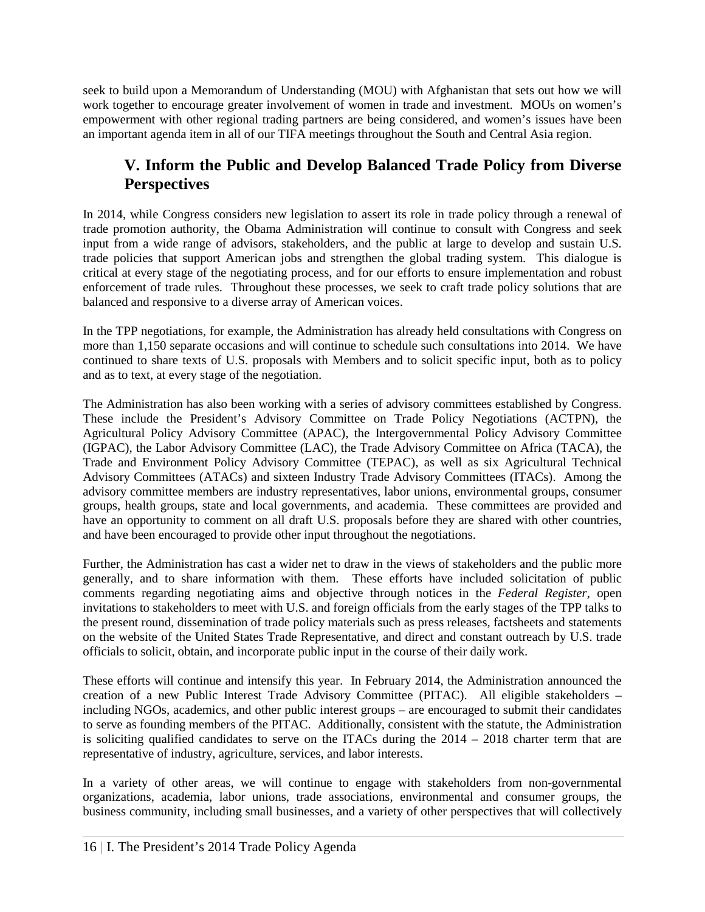seek to build upon a Memorandum of Understanding (MOU) with Afghanistan that sets out how we will work together to encourage greater involvement of women in trade and investment. MOUs on women's empowerment with other regional trading partners are being considered, and women's issues have been an important agenda item in all of our TIFA meetings throughout the South and Central Asia region.

## V. Inform the Public and Develop Balanced Trade Policy from Diverse Perspectives

In 2014, while Congress considers new legislation to assert its role in trade policy through a renewal of trade promotion authority, the Obama Administration will continue to consult with Congress and seek input from a wide range of advisors, stakeholders, and the public at large to develop and sustain U.S. trade policies that support American jobs and strengthen the global trading system. This dialogue is critical at every stage of the negotiating process, and for our efforts to ensure implementation and robust enforcement of trade rules. Throughout these processes, we seek to craft trade policy solutions that are balanced and responsive to a diverse array of American voices.

In the TPP negotiations, for example, the Administration has already held consultations with Congress on more than 1,150 separate occasions and will continue to schedule such consultations into 2014. We have continued to share texts of U.S. proposals with Members and to solicit specific input, both as to policy and as to text, at every stage of the negotiation.

The Administration has also been working with a series of advisory committees established by Congress. These include the President's Advisory Committee on Trade Policy Negotiations (ACTPN), the Agricultural Policy Advisory Committee (APAC), the Intergovernmental Policy Advisory Committee (IGPAC), the Labor Advisory Committee (LAC), the Trade Advisory Committee on Africa (TACA), the Trade and Environment Policy Advisory Committee (TEPAC), as well as six Agricultural Technical Advisory Committees (ATACs) and sixteen Industry Trade Advisory Committees (ITACs). Among the advisory committee members are industry representatives, labor unions, environmental groups, consumer groups, health groups, state and local governments, and academia. These committees are provided and have an opportunity to comment on all draft U.S. proposals before they are shared with other countries, and have been encouraged to provide other input throughout the negotiations.

Further, the Administration has cast a wider net to draw in the views of stakeholders and the public more generally, and to share information with them. These efforts have included solicitation of public comments regarding negotiating aims and objective through notices in the *Federal Register*, open invitations to stakeholders to meet with U.S. and foreign officials from the early stages of the TPP talks to the present round, dissemination of trade policy materials such as press releases, factsheets and statements on the website of the United States Trade Representative, and direct and constant outreach by U.S. trade officials to solicit, obtain, and incorporate public input in the course of their daily work.

These efforts will continue and intensify this year. In February 2014, the Administration announced the creation of a new Public Interest Trade Advisory Committee (PITAC). All eligible stakeholders – including NGOs, academics, and other public interest groups – are encouraged to submit their candidates to serve as founding members of the PITAC. Additionally, consistent with the statute, the Administration is soliciting qualified candidates to serve on the ITACs during the 2014 – 2018 charter term that are representative of industry, agriculture, services, and labor interests.

In a variety of other areas, we will continue to engage with stakeholders from non-governmental organizations, academia, labor unions, trade associations, environmental and consumer groups, the business community, including small businesses, and a variety of other perspectives that will collectively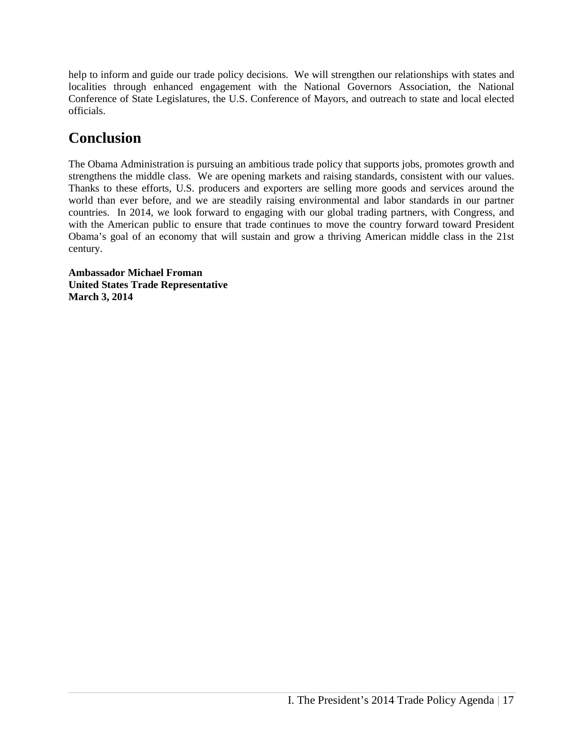help to inform and guide our trade policy decisions. We will strengthen our relationships with states and localities through enhanced engagement with the National Governors Association, the National Conference of State Legislatures, the U.S. Conference of Mayors, and outreach to state and local elected officials.

## Conclusion

The Obama Administration is pursuing an ambitious trade policy that supports jobs, promotes growth and strengthens the middle class. We are opening markets and raising standards, consistent with our values. Thanks to these efforts, U.S. producers and exporters are selling more goods and services around the world than ever before, and we are steadily raising environmental and labor standards in our partner countries. In 2014, we look forward to engaging with our global trading partners, with Congress, and with the American public to ensure that trade continues to move the country forward toward President Obama's goal of an economy that will sustain and grow a thriving American middle class in the 21st century.

**Ambassador Michael Froman**
**United States Trade Representative**
**March 3, 2014**